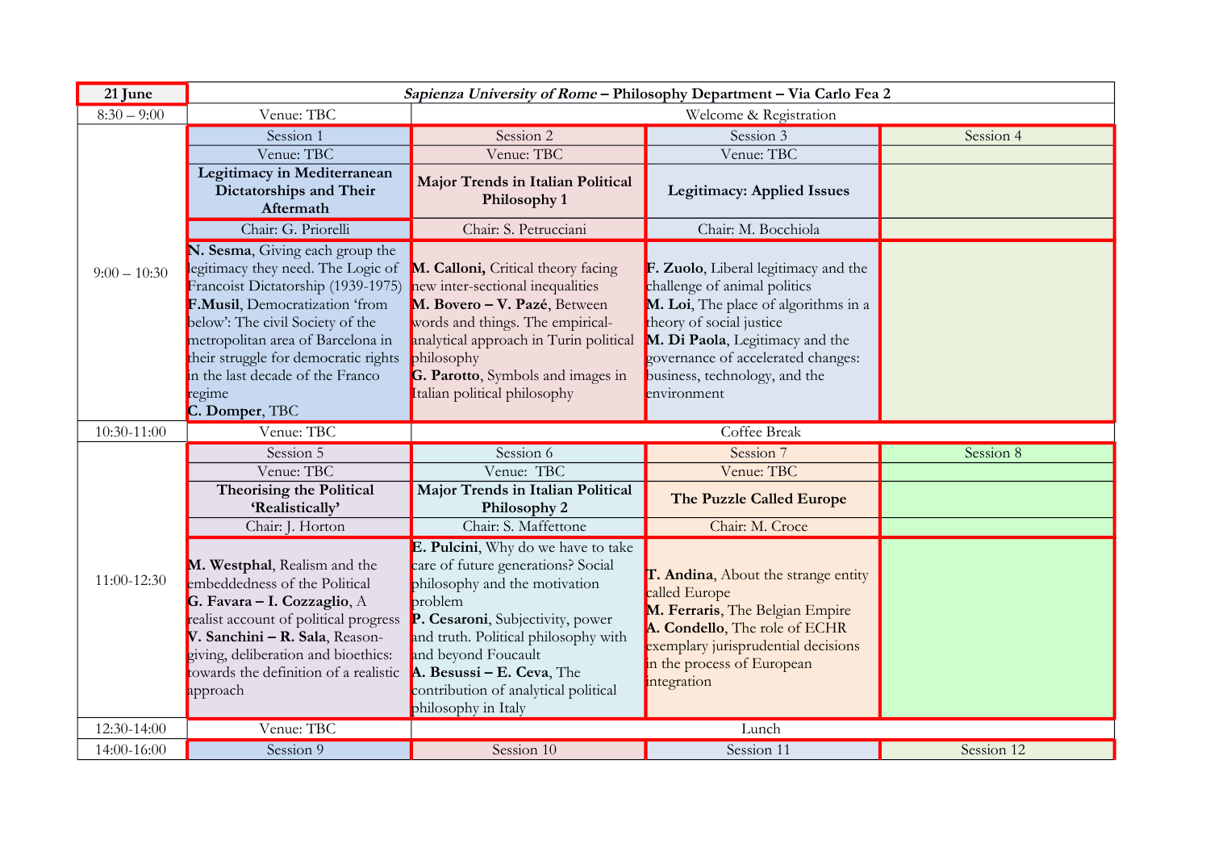| 21 June | *Sapienza University of Rome* – **Philosophy Department – Via Carlo Fea 2** | | | |
|---|---|---|---|---|
| 8:30 – 9:00 | Venue: TBC | Welcome & Registration | | |
| 9:00 – 10:30 | Session 1 | Session 2 | Session 3 | Session 4 |
| | Venue: TBC | Venue: TBC | Venue: TBC | |
| | **Legitimacy in Mediterranean Dictatorships and Their Aftermath** | **Major Trends in Italian Political Philosophy 1** | **Legitimacy: Applied Issues** | |
| | Chair: G. Priorelli | Chair: S. Petrucciani | Chair: M. Bocchiola | |
| | **N. Sesma**, Giving each group the legitimacy they need. The Logic of Francoist Dictatorship (1939-1975) **F.Musil**, Democratization 'from below': The civil Society of the metropolitan area of Barcelona in their struggle for democratic rights in the last decade of the Franco regime **C. Domper**, TBC | **M. Calloni,** Critical theory facing new inter-sectional inequalities **M. Bovero – V. Pazé**, Between words and things. The empirical-analytical approach in Turin political philosophy **G. Parotto**, Symbols and images in Italian political philosophy | **F. Zuolo**, Liberal legitimacy and the challenge of animal politics **M. Loi**, The place of algorithms in a theory of social justice **M. Di Paola**, Legitimacy and the governance of accelerated changes: business, technology, and the environment | |
| 10:30-11:00 | Venue: TBC | Coffee Break | | |
| 11:00-12:30 | Session 5 | Session 6 | Session 7 | Session 8 |
| | Venue: TBC | Venue: TBC | Venue: TBC | |
| | **Theorising the Political 'Realistically'** | **Major Trends in Italian Political Philosophy 2** | **The Puzzle Called Europe** | |
| | Chair: J. Horton | Chair: S. Maffettone | Chair: M. Croce | |
| | **M. Westphal**, Realism and the embeddedness of the Political **G. Favara – I. Cozzaglio**, A realist account of political progress **V. Sanchini – R. Sala**, Reason-giving, deliberation and bioethics: towards the definition of a realistic approach | **E. Pulcini**, Why do we have to take care of future generations? Social philosophy and the motivation problem **P. Cesaroni**, Subjectivity, power and truth. Political philosophy with and beyond Foucault **A. Besussi – E. Ceva**, The contribution of analytical political philosophy in Italy | **T. Andina**, About the strange entity called Europe **M. Ferraris**, The Belgian Empire **A. Condello**, The role of ECHR exemplary jurisprudential decisions in the process of European integration | |
| 12:30-14:00 | Venue: TBC | Lunch | | |
| 14:00-16:00 | Session 9 | Session 10 | Session 11 | Session 12 |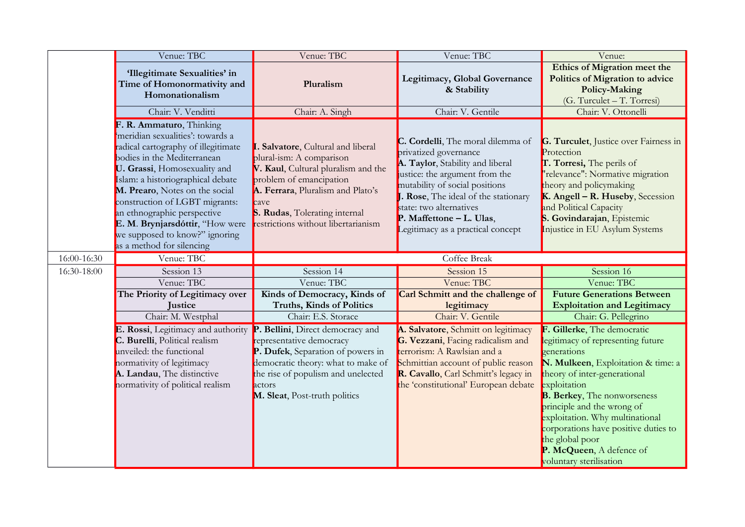| | | | | |
|---|---|---|---|---|
| | Venue: TBC | Venue: TBC | Venue: TBC | Venue: |
| | **'Illegitimate Sexualities' in Time of Homonormativity and Homonationalism** | **Pluralism** | **Legitimacy, Global Governance & Stability** | **Ethics of Migration meet the Politics of Migration to advice Policy-Making** (G. Turculet – T. Torresi) |
| | Chair: V. Venditti | Chair: A. Singh | Chair: V. Gentile | Chair: V. Ottonelli |
| | **F. R. Ammaturo**, Thinking 'meridian sexualities': towards a radical cartography of illegitimate bodies in the Mediterranean<br>**U. Grassi**, Homosexuality and Islam: a historiographical debate<br>**M. Prearo**, Notes on the social construction of LGBT migrants: an ethnographic perspective<br>**E. M. Brynjarsdóttir**, "How were we supposed to know?" ignoring as a method for silencing | **I. Salvatore**, Cultural and liberal plural-ism: A comparison<br>**V. Kaul**, Cultural pluralism and the problem of emancipation<br>**A. Ferrara**, Pluralism and Plato's cave<br>**S. Rudas**, Tolerating internal restrictions without libertarianism | **C. Cordelli**, The moral dilemma of privatized governance<br>**A. Taylor**, Stability and liberal justice: the argument from the mutability of social positions<br>**J. Rose**, The ideal of the stationary state: two alternatives<br>**P. Maffettone – L. Ulas**, Legitimacy as a practical concept | **G. Turculet**, Justice over Fairness in Protection<br>**T. Torresi,** The perils of "relevance": Normative migration theory and policymaking<br>**K. Angell – R. Huseby**, Secession and Political Capacity<br>**S. Govindarajan**, Epistemic Injustice in EU Asylum Systems |
| 16:00-16:30 | Venue: TBC | Coffee Break | | |
| 16:30-18:00 | Session 13 | Session 14 | Session 15 | Session 16 |
| | Venue: TBC | Venue: TBC | Venue: TBC | Venue: TBC |
| | **The Priority of Legitimacy over Justice** | **Kinds of Democracy, Kinds of Truths, Kinds of Politics** | **Carl Schmitt and the challenge of legitimacy** | **Future Generations Between Exploitation and Legitimacy** |
| | Chair: M. Westphal | Chair: E.S. Storace | Chair: V. Gentile | Chair: G. Pellegrino |
| | **E. Rossi**, Legitimacy and authority<br>**C. Burelli**, Political realism unveiled: the functional normativity of legitimacy<br>**A. Landau**, The distinctive normativity of political realism | **P. Bellini**, Direct democracy and representative democracy<br>**P. Dufek**, Separation of powers in democratic theory: what to make of the rise of populism and unelected actors<br>**M. Sleat**, Post-truth politics | **A. Salvatore**, Schmitt on legitimacy<br>**G. Vezzani**, Facing radicalism and terrorism: A Rawlsian and a Schmittian account of public reason<br>**R. Cavallo**, Carl Schmitt's legacy in the 'constitutional' European debate | **F. Gillerke**, The democratic legitimacy of representing future generations<br>**N. Mulkeen**, Exploitation & time: a theory of inter-generational exploitation<br>**B. Berkey**, The nonworseness principle and the wrong of exploitation. Why multinational corporations have positive duties to the global poor<br>**P. McQueen**, A defence of voluntary sterilisation |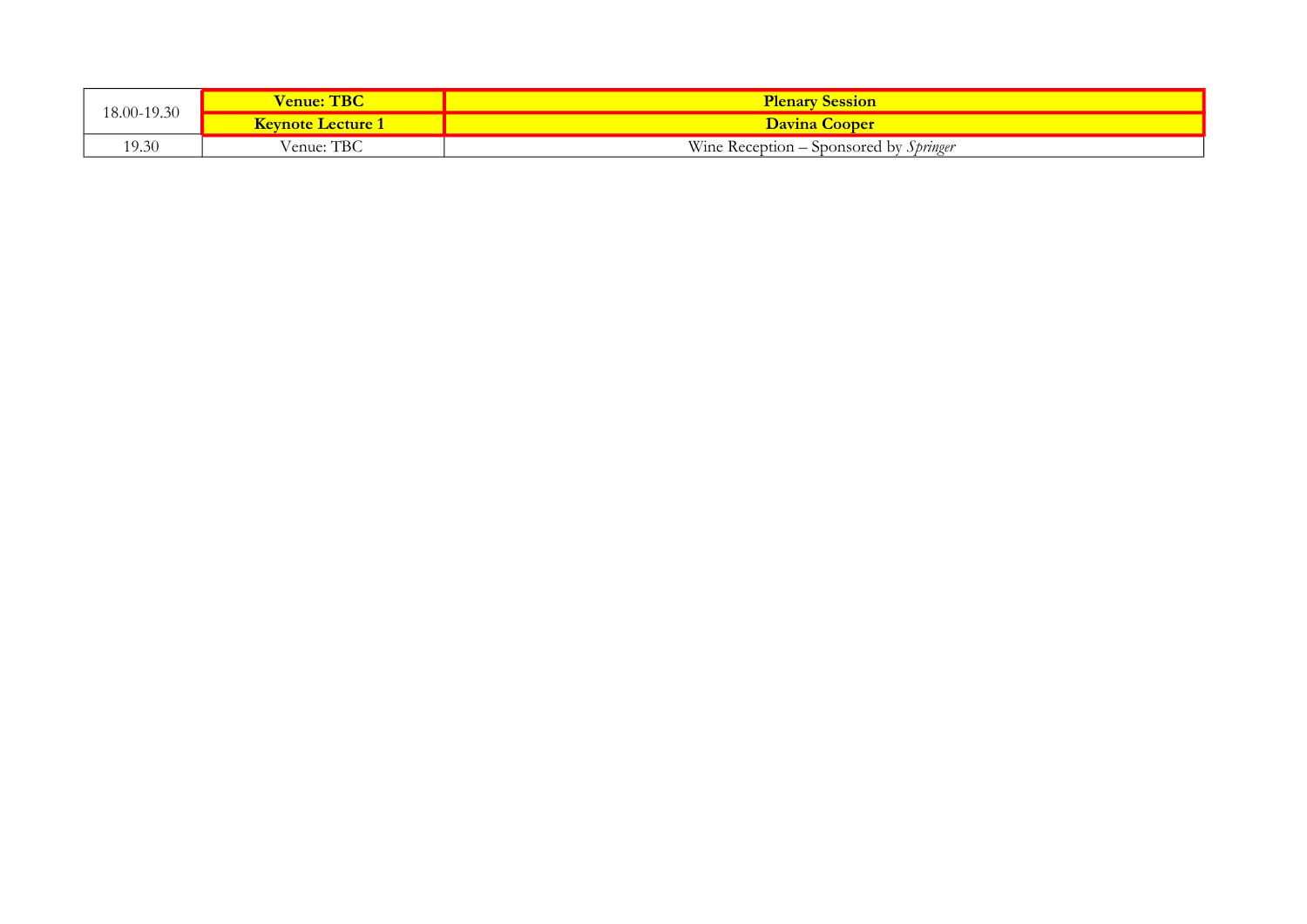| 18.00-19.30 | **Venue: TBC** | **Plenary Session** |
|---|---|---|
| | **Keynote Lecture 1** | **Davina Cooper** |
| 19.30 | Venue: TBC | Wine Reception – Sponsored by *Springer* |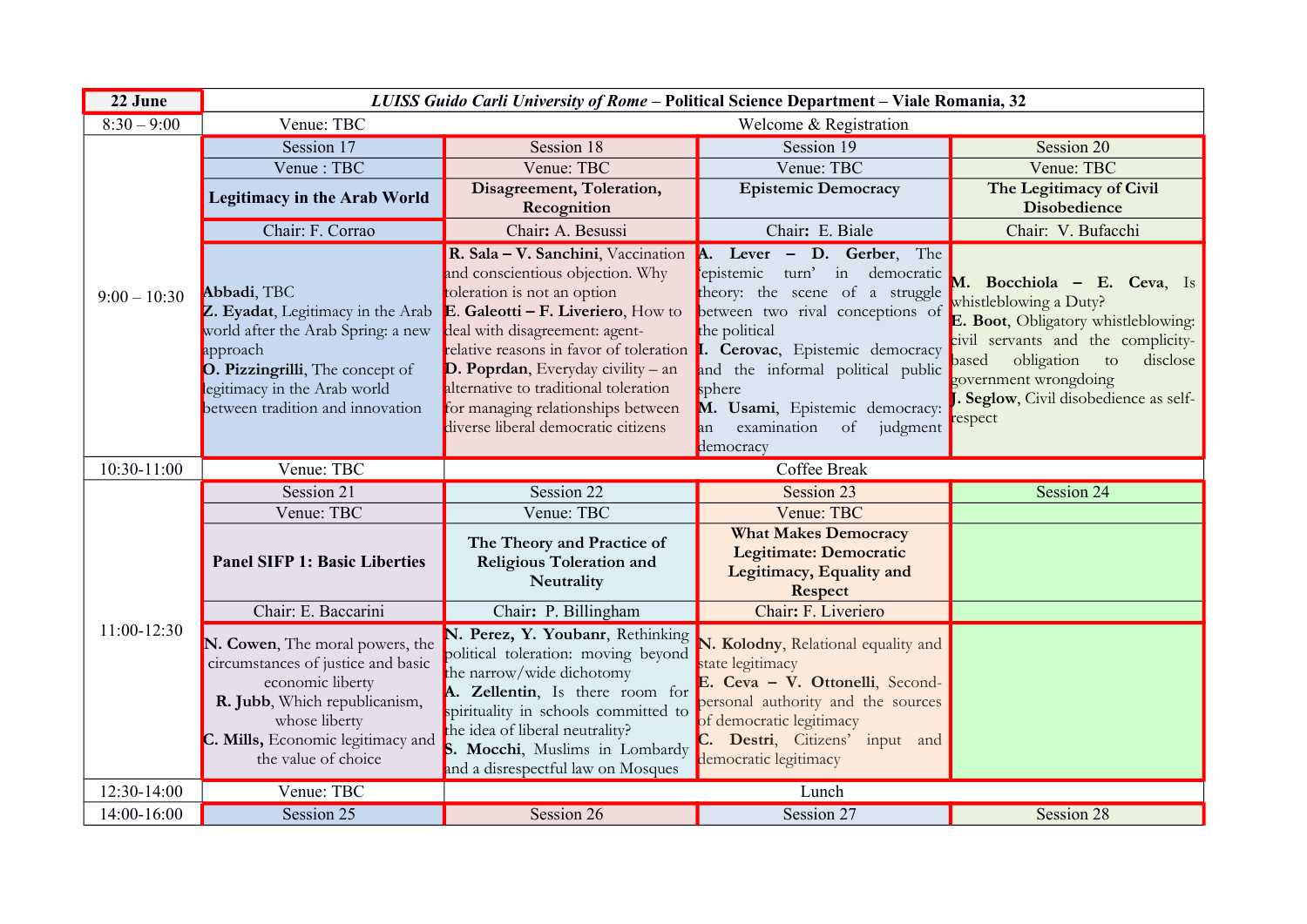| 22 June | *LUISS Guido Carli University of Rome* – **Political Science Department – Viale Romania, 32** | | | |
|---|---|---|---|---|
| 8:30 – 9:00 | Venue: TBC | Welcome & Registration | | |
| 9:00 – 10:30 | Session 17 | Session 18 | Session 19 | Session 20 |
| | Venue : TBC | Venue: TBC | Venue: TBC | Venue: TBC |
| | **Legitimacy in the Arab World** | **Disagreement, Toleration, Recognition** | **Epistemic Democracy** | **The Legitimacy of Civil Disobedience** |
| | Chair: F. Corrao | Chair**:** A. Besussi | Chair**:** E. Biale | Chair: V. Bufacchi |
| | **Abbadi**, TBC<br>**Z. Eyadat**, Legitimacy in the Arab world after the Arab Spring: a new approach<br>**O. Pizzingrilli**, The concept of legitimacy in the Arab world between tradition and innovation | **R. Sala – V. Sanchini**, Vaccination and conscientious objection. Why toleration is not an option<br>**E. Galeotti – F. Liveriero**, How to deal with disagreement: agent-relative reasons in favor of toleration<br>**D. Poprdan**, Everyday civility – an alternative to traditional toleration for managing relationships between diverse liberal democratic citizens | **A. Lever – D. Gerber**, The 'epistemic turn' in democratic theory: the scene of a struggle between two rival conceptions of the political<br>**I. Cerovac**, Epistemic democracy and the informal political public sphere<br>**M. Usami**, Epistemic democracy: an examination of judgment democracy | **M. Bocchiola – E. Ceva**, Is whistleblowing a Duty?<br>**E. Boot**, Obligatory whistleblowing: civil servants and the complicity-based obligation to disclose government wrongdoing<br>**J. Seglow**, Civil disobedience as self-respect |
| 10:30-11:00 | Venue: TBC | Coffee Break | | |
| 11:00-12:30 | Session 21 | Session 22 | Session 23 | Session 24 |
| | Venue: TBC | Venue: TBC | Venue: TBC | |
| | **Panel SIFP 1: Basic Liberties** | **The Theory and Practice of Religious Toleration and Neutrality** | **What Makes Democracy Legitimate: Democratic Legitimacy, Equality and Respect** | |
| | Chair: E. Baccarini | Chair: P. Billingham | Chair**:** F. Liveriero | |
| | **N. Cowen**, The moral powers, the circumstances of justice and basic economic liberty<br>**R. Jubb**, Which republicanism, whose liberty<br>**C. Mills,** Economic legitimacy and the value of choice | **N. Perez, Y. Youbanr**, Rethinking political toleration: moving beyond the narrow/wide dichotomy<br>**A. Zellentin**, Is there room for spirituality in schools committed to the idea of liberal neutrality?<br>**S. Mocchi**, Muslims in Lombardy and a disrespectful law on Mosques | **N. Kolodny**, Relational equality and state legitimacy<br>**E. Ceva – V. Ottonelli**, Second-personal authority and the sources of democratic legitimacy<br>**C. Destri**, Citizens' input and democratic legitimacy | |
| 12:30-14:00 | Venue: TBC | Lunch | | |
| 14:00-16:00 | Session 25 | Session 26 | Session 27 | Session 28 |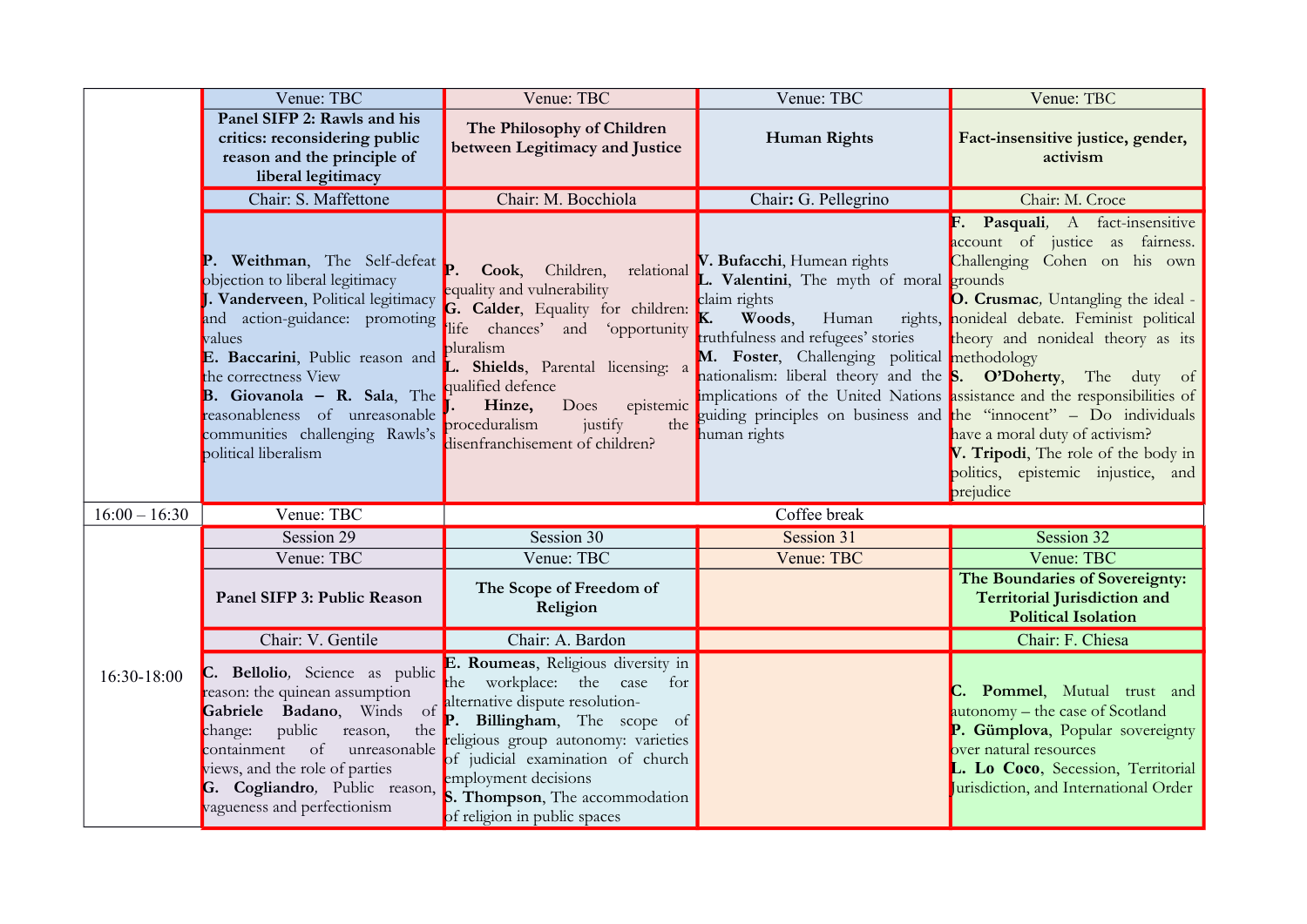| | | | | |
|---|---|---|---|---|
| | Venue: TBC | Venue: TBC | Venue: TBC | Venue: TBC |
| | **Panel SIFP 2: Rawls and his critics: reconsidering public reason and the principle of liberal legitimacy** | **The Philosophy of Children between Legitimacy and Justice** | **Human Rights** | **Fact-insensitive justice, gender, activism** |
| | Chair: S. Maffettone | Chair: M. Bocchiola | Chair**:** G. Pellegrino | Chair: M. Croce |
| | **P. Weithman**, The Self-defeat objection to liberal legitimacy<br>**J. Vanderveen**, Political legitimacy and action-guidance: promoting values<br>**E. Baccarini**, Public reason and the correctness View<br>**B. Giovanola – R. Sala**, The reasonableness of unreasonable communities challenging Rawls's political liberalism | **P. Cook**, Children, relational equality and vulnerability<br>**G. Calder**, Equality for children: 'life chances' and 'opportunity pluralism<br>**L. Shields**, Parental licensing: a qualified defence<br>**J. Hinze,** Does epistemic proceduralism justify the disenfranchisement of children? | **V. Bufacchi**, Humean rights<br>**L. Valentini**, The myth of moral claim rights<br>**K. Woods**, Human rights, truthfulness and refugees' stories<br>**M. Foster**, Challenging political nationalism: liberal theory and the implications of the United Nations guiding principles on business and human rights | **F. Pasquali***,* A fact-insensitive account of justice as fairness. Challenging Cohen on his own grounds<br>**O. Crusmac***,* Untangling the ideal - nonideal debate. Feminist political theory and nonideal theory as its methodology<br>**S. O'Doherty**, The duty of assistance and the responsibilities of the "innocent" – Do individuals have a moral duty of activism?<br>**V. Tripodi**, The role of the body in politics, epistemic injustice, and prejudice |
| 16:00 – 16:30 | Venue: TBC | Coffee break | | |
| 16:30-18:00 | Session 29 | Session 30 | Session 31 | Session 32 |
| | Venue: TBC | Venue: TBC | Venue: TBC | Venue: TBC |
| | **Panel SIFP 3: Public Reason** | **The Scope of Freedom of Religion** | | **The Boundaries of Sovereignty: Territorial Jurisdiction and Political Isolation** |
| | Chair: V. Gentile | Chair: A. Bardon | | Chair: F. Chiesa |
| | **C. Bellolio***,* Science as public reason: the quinean assumption<br>**Gabriele Badano**, Winds of change: public reason, the containment of unreasonable views, and the role of parties<br>**G. Cogliandro***,* Public reason, vagueness and perfectionism | **E. Roumeas**, Religious diversity in the workplace: the case for alternative dispute resolution-<br>**P. Billingham**, The scope of religious group autonomy: varieties of judicial examination of church employment decisions<br>**S. Thompson**, The accommodation of religion in public spaces | | **C. Pommel**, Mutual trust and autonomy – the case of Scotland<br>**P. Gümplova**, Popular sovereignty over natural resources<br>**L. Lo Coco**, Secession, Territorial Jurisdiction, and International Order |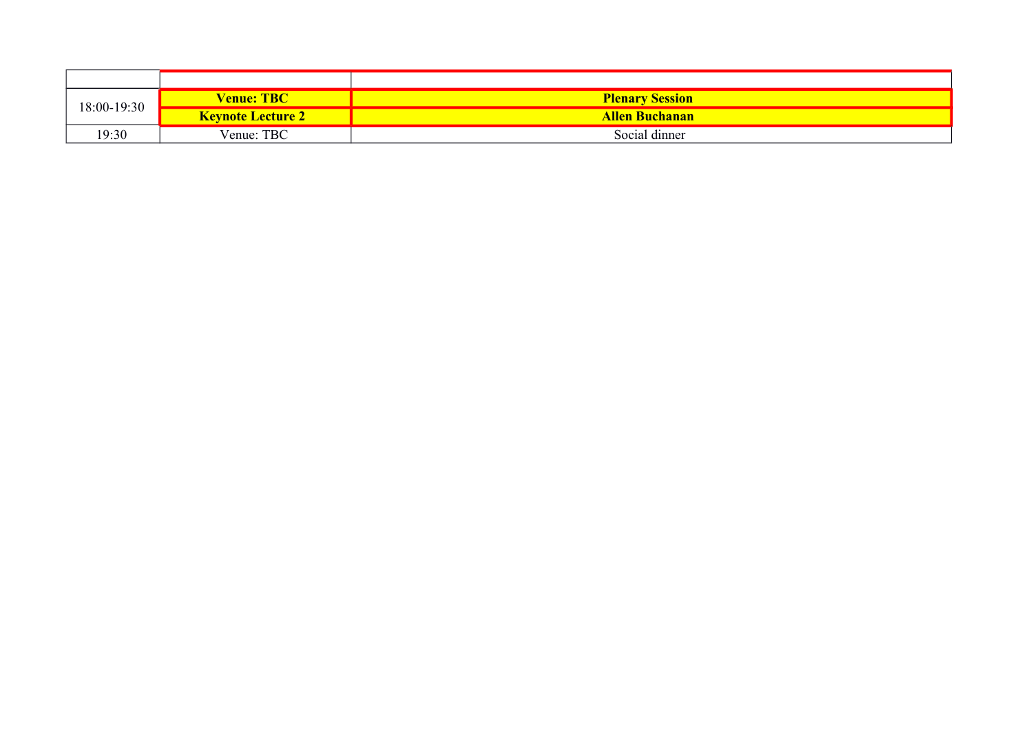| | | |
|---|---|---|
| 18:00-19:30 | **Venue: TBC** | **Plenary Session** |
| | **Keynote Lecture 2** | **Allen Buchanan** |
| 19:30 | Venue: TBC | Social dinner |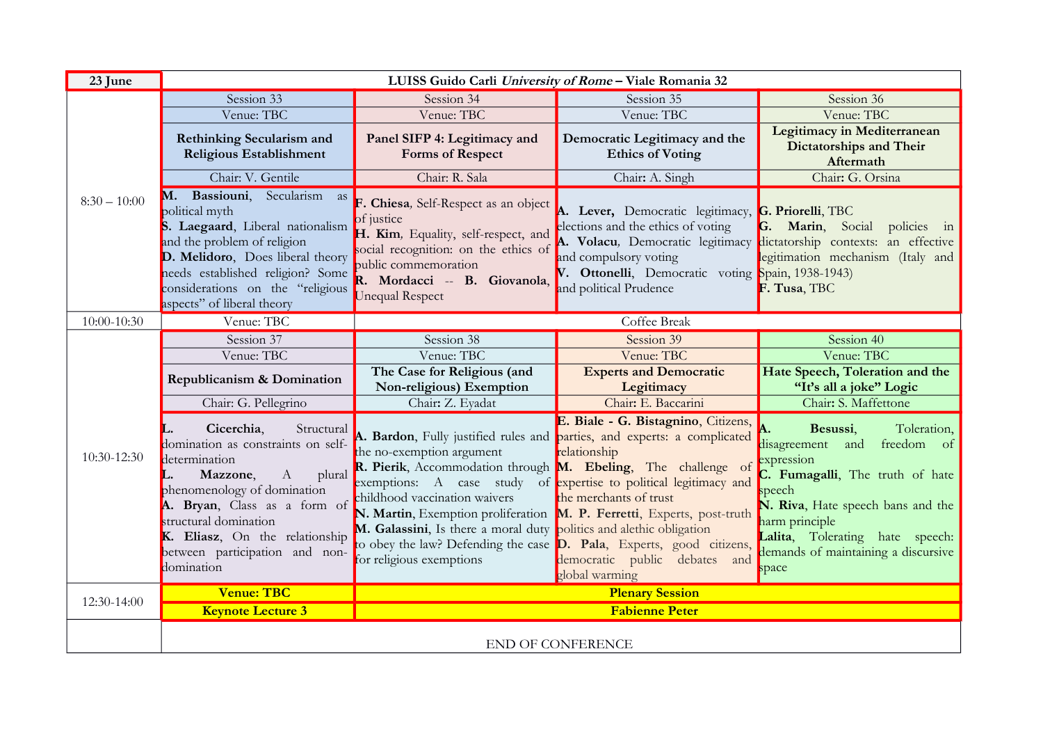| 23 June | LUISS Guido Carli *University of Rome* – Viale Romania 32 | | | |
|---|---|---|---|---|
| | Session 33 | Session 34 | Session 35 | Session 36 |
| | Venue: TBC | Venue: TBC | Venue: TBC | Venue: TBC |
| | **Rethinking Secularism and Religious Establishment** | **Panel SIFP 4: Legitimacy and Forms of Respect** | **Democratic Legitimacy and the Ethics of Voting** | **Legitimacy in Mediterranean Dictatorships and Their Aftermath** |
| | Chair: V. Gentile | Chair: R. Sala | Chair: A. Singh | Chair: G. Orsina |
| 8:30 – 10:00 | **M. Bassiouni**, Secularism as political myth<br>**S. Laegaard**, Liberal nationalism and the problem of religion<br>**D. Melidoro**, Does liberal theory needs established religion? Some considerations on the "religious aspects" of liberal theory | **F. Chiesa**, Self-Respect as an object of justice<br>**H. Kim**, Equality, self-respect, and social recognition: on the ethics of public commemoration<br>**R. Mordacci -- B. Giovanola**, Unequal Respect | **A. Lever,** Democratic legitimacy, elections and the ethics of voting<br>**A. Volacu**, Democratic legitimacy and compulsory voting<br>**V. Ottonelli**, Democratic voting and political Prudence | **G. Priorelli**, TBC<br>**G. Marin**, Social policies in dictatorship contexts: an effective legitimation mechanism (Italy and Spain, 1938-1943)<br>**F. Tusa**, TBC |
| 10:00-10:30 | Venue: TBC | Coffee Break | | |
| | Session 37 | Session 38 | Session 39 | Session 40 |
| | Venue: TBC | Venue: TBC | Venue: TBC | Venue: TBC |
| | **Republicanism & Domination** | **The Case for Religious (and Non-religious) Exemption** | **Experts and Democratic Legitimacy** | **Hate Speech, Toleration and the "It's all a joke" Logic** |
| | Chair: G. Pellegrino | Chair: Z. Eyadat | Chair: E. Baccarini | Chair: S. Maffettone |
| 10:30-12:30 | **L. Cicerchia**, Structural domination as constraints on self-determination<br>**L. Mazzone**, A plural phenomenology of domination<br>**A. Bryan**, Class as a form of structural domination<br>**K. Eliasz**, On the relationship between participation and non-domination | **A. Bardon**, Fully justified rules and the no-exemption argument<br>**R. Pierik**, Accommodation through exemptions: A case study of childhood vaccination waivers<br>**N. Martin**, Exemption proliferation<br>**M. Galassini**, Is there a moral duty to obey the law? Defending the case for religious exemptions | **E. Biale - G. Bistagnino**, Citizens, parties, and experts: a complicated relationship<br>**M. Ebeling**, The challenge of expertise to political legitimacy and the merchants of trust<br>**M. P. Ferretti**, Experts, post-truth politics and alethic obligation<br>**D. Pala**, Experts, good citizens, democratic public debates and global warming | **A. Besussi**, Toleration, disagreement and freedom of expression<br>**C. Fumagalli**, The truth of hate speech<br>**N. Riva**, Hate speech bans and the harm principle<br>**Lalita**, Tolerating hate speech: demands of maintaining a discursive space |
| 12:30-14:00 | **Venue: TBC** | **Plenary Session** | | |
| | **Keynote Lecture 3** | **Fabienne Peter** | | |
| | END OF CONFERENCE | | | |